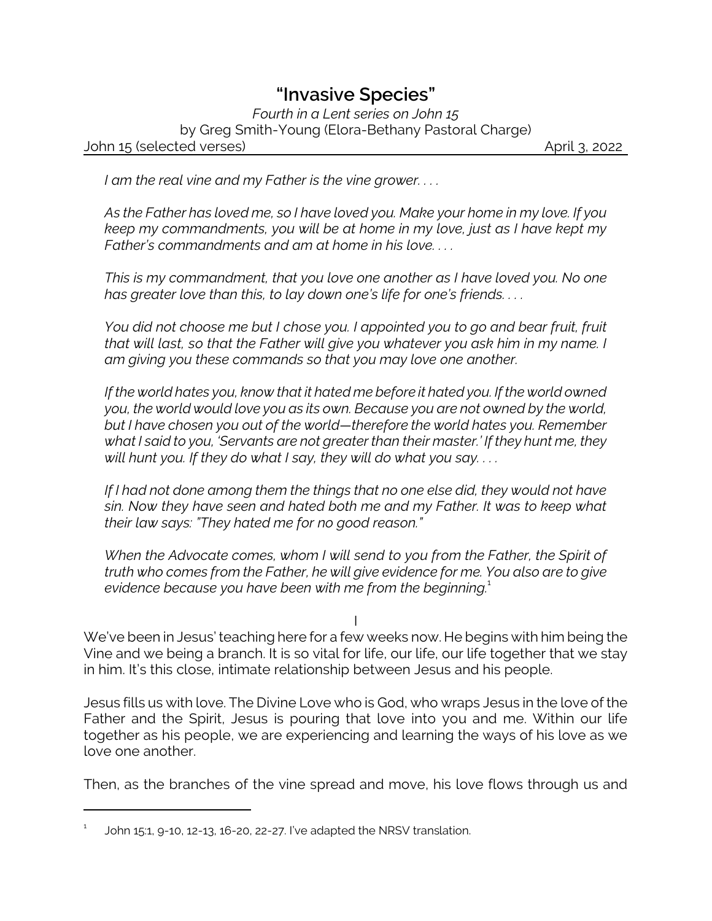# "Invasive Species"

*Fourth in a Lent series on John 15*

by Greg Smith-Young (Elora-Bethany Pastoral Charge)

John 15 (selected verses) April 3, 2022

*I am the real vine and my Father is the vine grower. . . .*

*As the Father has loved me, so I have loved you. Make your home in my love. If you keep my commandments, you will be at home in my love, just as I have kept my Father's commandments and am at home in his love. . . .*

*This is my commandment, that you love one another as I have loved you. No one has greater love than this, to lay down one's life for one's friends. . . .*

*You did not choose me but I chose you. I appointed you to go and bear fruit, fruit that will last, so that the Father will give you whatever you ask him in my name. I am giving you these commands so that you may love one another.*

*If the world hates you, know that it hated me before it hated you. If the world owned you, the world would love you as its own. Because you are not owned by the world, but I have chosen you out of the world—therefore the world hates you. Remember what I said to you, 'Servants are not greater than their master.' If they hunt me, they will hunt you. If they do what I say, they will do what you say. . . .*

*If I had not done among them the things that no one else did, they would not have sin. Now they have seen and hated both me and my Father. It was to keep what their law says: "They hated me for no good reason."*

*When the Advocate comes, whom I will send to you from the Father, the Spirit of truth who comes from the Father, he will give evidence for me. You also are to give evidence because you have been with me from the beginning.*[1]

I

We've been in Jesus' teaching here for a few weeks now. He begins with him being the Vine and we being a branch. It is so vital for life, our life, our life together that we stay in him. It's this close, intimate relationship between Jesus and his people.

Jesus fills us with love. The Divine Love who is God, who wraps Jesus in the love of the Father and the Spirit, Jesus is pouring that love into you and me. Within our life together as his people, we are experiencing and learning the ways of his love as we love one another.

Then, as the branches of the vine spread and move, his love flows through us and

---

[1] John 15:1, 9-10, 12-13, 16-20, 22-27. I've adapted the NRSV translation.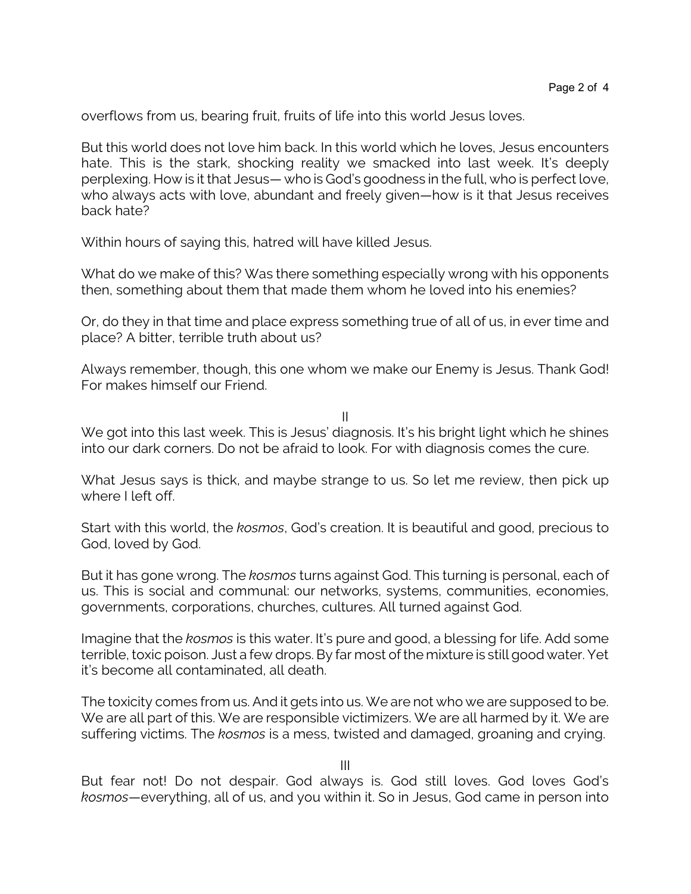overflows from us, bearing fruit, fruits of life into this world Jesus loves.

But this world does not love him back. In this world which he loves, Jesus encounters hate. This is the stark, shocking reality we smacked into last week. It's deeply perplexing. How is it that Jesus— who is God's goodness in the full, who is perfect love, who always acts with love, abundant and freely given—how is it that Jesus receives back hate?

Within hours of saying this, hatred will have killed Jesus.

What do we make of this? Was there something especially wrong with his opponents then, something about them that made them whom he loved into his enemies?

Or, do they in that time and place express something true of all of us, in ever time and place? A bitter, terrible truth about us?

Always remember, though, this one whom we make our Enemy is Jesus. Thank God! For makes himself our Friend.

II

We got into this last week. This is Jesus' diagnosis. It's his bright light which he shines into our dark corners. Do not be afraid to look. For with diagnosis comes the cure.

What Jesus says is thick, and maybe strange to us. So let me review, then pick up where I left off.

Start with this world, the *kosmos*, God's creation. It is beautiful and good, precious to God, loved by God.

But it has gone wrong. The *kosmos* turns against God. This turning is personal, each of us. This is social and communal: our networks, systems, communities, economies, governments, corporations, churches, cultures. All turned against God.

Imagine that the *kosmos* is this water. It's pure and good, a blessing for life. Add some terrible, toxic poison. Just a few drops. By far most of the mixture is still good water. Yet it's become all contaminated, all death.

The toxicity comes from us. And it gets into us. We are not who we are supposed to be. We are all part of this. We are responsible victimizers. We are all harmed by it. We are suffering victims. The *kosmos* is a mess, twisted and damaged, groaning and crying.

III

But fear not! Do not despair. God always is. God still loves. God loves God's *kosmos*—everything, all of us, and you within it. So in Jesus, God came in person into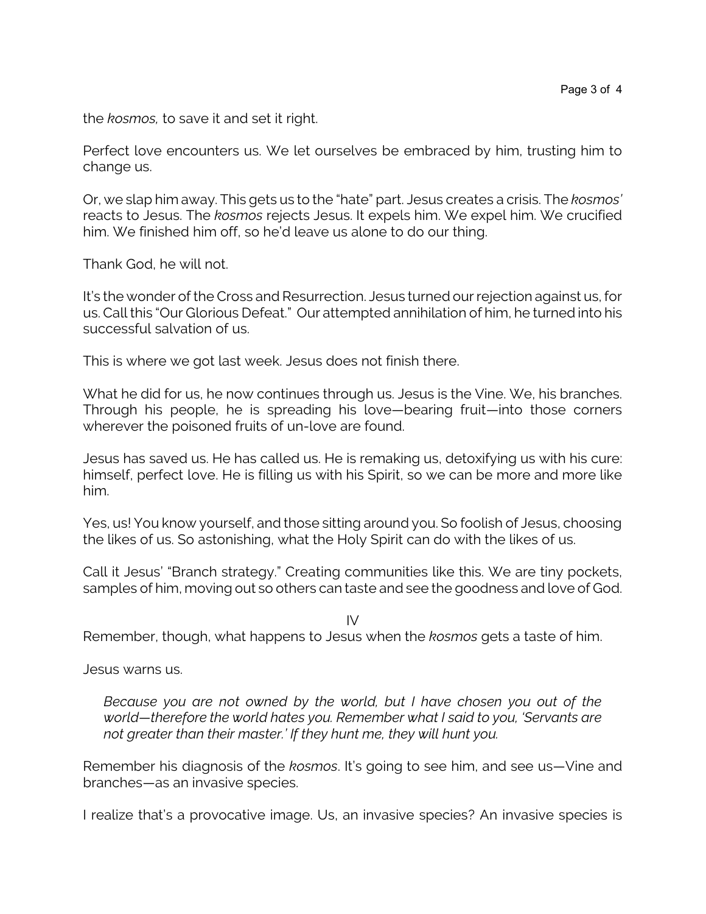the *kosmos,* to save it and set it right.

Perfect love encounters us. We let ourselves be embraced by him, trusting him to change us.

Or, we slap him away. This gets us to the "hate" part. Jesus creates a crisis. The *kosmos'* reacts to Jesus. The *kosmos* rejects Jesus. It expels him. We expel him. We crucified him. We finished him off, so he'd leave us alone to do our thing.

Thank God, he will not.

It's the wonder of the Cross and Resurrection. Jesus turned our rejection against us, for us. Call this "Our Glorious Defeat." Our attempted annihilation of him, he turned into his successful salvation of us.

This is where we got last week. Jesus does not finish there.

What he did for us, he now continues through us. Jesus is the Vine. We, his branches. Through his people, he is spreading his love—bearing fruit—into those corners wherever the poisoned fruits of un-love are found.

Jesus has saved us. He has called us. He is remaking us, detoxifying us with his cure: himself, perfect love. He is filling us with his Spirit, so we can be more and more like him.

Yes, us! You know yourself, and those sitting around you. So foolish of Jesus, choosing the likes of us. So astonishing, what the Holy Spirit can do with the likes of us.

Call it Jesus' "Branch strategy." Creating communities like this. We are tiny pockets, samples of him, moving out so others can taste and see the goodness and love of God.

IV

Remember, though, what happens to Jesus when the *kosmos* gets a taste of him.

Jesus warns us.

> *Because you are not owned by the world, but I have chosen you out of the world—therefore the world hates you. Remember what I said to you, 'Servants are not greater than their master.' If they hunt me, they will hunt you.*

Remember his diagnosis of the *kosmos*. It's going to see him, and see us—Vine and branches—as an invasive species.

I realize that's a provocative image. Us, an invasive species? An invasive species is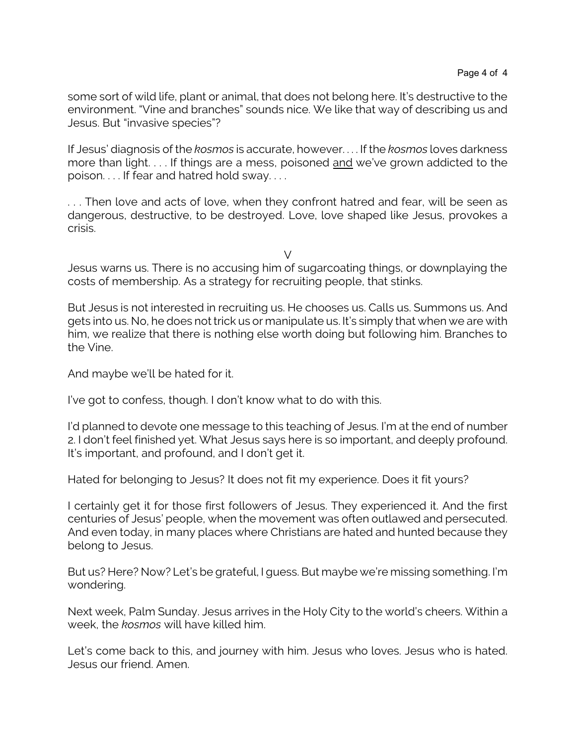some sort of wild life, plant or animal, that does not belong here. It's destructive to the environment. "Vine and branches" sounds nice. We like that way of describing us and Jesus. But "invasive species"?

If Jesus' diagnosis of the *kosmos* is accurate, however. . . . If the *kosmos* loves darkness more than light. . . . If things are a mess, poisoned <u>and</u> we've grown addicted to the poison. . . . If fear and hatred hold sway. . . .

. . . Then love and acts of love, when they confront hatred and fear, will be seen as dangerous, destructive, to be destroyed. Love, love shaped like Jesus, provokes a crisis.

V

Jesus warns us. There is no accusing him of sugarcoating things, or downplaying the costs of membership. As a strategy for recruiting people, that stinks.

But Jesus is not interested in recruiting us. He chooses us. Calls us. Summons us. And gets into us. No, he does not trick us or manipulate us. It's simply that when we are with him, we realize that there is nothing else worth doing but following him. Branches to the Vine.

And maybe we'll be hated for it.

I've got to confess, though. I don't know what to do with this.

I'd planned to devote one message to this teaching of Jesus. I'm at the end of number 2. I don't feel finished yet. What Jesus says here is so important, and deeply profound. It's important, and profound, and I don't get it.

Hated for belonging to Jesus? It does not fit my experience. Does it fit yours?

I certainly get it for those first followers of Jesus. They experienced it. And the first centuries of Jesus' people, when the movement was often outlawed and persecuted. And even today, in many places where Christians are hated and hunted because they belong to Jesus.

But us? Here? Now? Let's be grateful, I guess. But maybe we're missing something. I'm wondering.

Next week, Palm Sunday. Jesus arrives in the Holy City to the world's cheers. Within a week, the *kosmos* will have killed him.

Let's come back to this, and journey with him. Jesus who loves. Jesus who is hated. Jesus our friend. Amen.